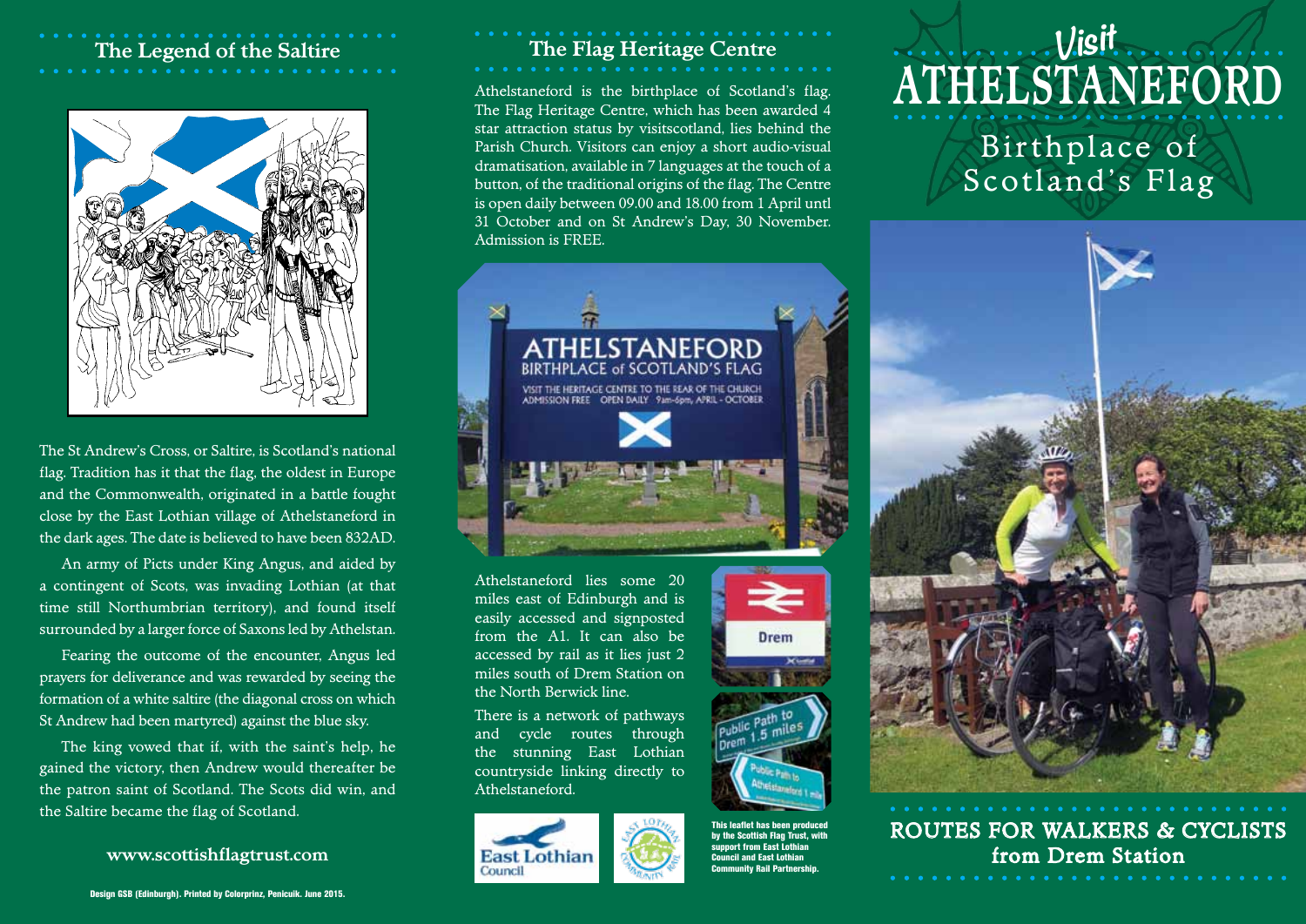## The Legend of the Saltire

The St Andrew's Cross, or Saltire, is Scotland's national flag. Tradition has it that the flag, the oldest in Europe and the Commonwealth, originated in a battle fought close by the East Lothian village of Athelstaneford in the dark ages. The date is believed to have been 832AD.

An army of Picts under King Angus, and aided by a contingent of Scots, was invading Lothian (at that time still Northumbrian territory), and found itself surrounded by a larger force of Saxons led by Athelstan.

Fearing the outcome of the encounter, Angus led prayers for deliverance and was rewarded by seeing the formation of a white saltire (the diagonal cross on which St Andrew had been martyred) against the blue sky.

The king vowed that if, with the saint's help, he gained the victory, then Andrew would thereafter be the patron saint of Scotland. The Scots did win, and the Saltire became the flag of Scotland.

**www.scottishflagtrust.com**

Design GSB (Edinburgh). Printed by Colorprinz, Penicuik. June 2015.

## The Flag Heritage Centre

Athelstaneford is the birthplace of Scotland's flag. The Flag Heritage Centre, which has been awarded 4 star attraction status by visitscotland, lies behind the Parish Church. Visitors can enjoy a short audio-visual dramatisation, available in 7 languages at the touch of a button, of the traditional origins of the flag. The Centre is open daily between 09.00 and 18.00 from 1 April untl 31 October and on St Andrew's Day, 30 November. Admission is FREE.

Athelstaneford lies some 20 miles east of Edinburgh and is easily accessed and signposted from the A1. It can also be accessed by rail as it lies just 2 miles south of Drem Station on the North Berwick line.

There is a network of pathways and cycle routes through the stunning East Lothian countryside linking directly to Athelstaneford.

This leaflet has been produced by the Scottish Flag Trust, with support from East Lothian Council and East Lothian Community Rail Partnership.

# Visit ATHELSTANEFORD

## Birthplace of Scotland's Flag

## ROUTES FOR WALKERS & CYCLISTS from Drem Station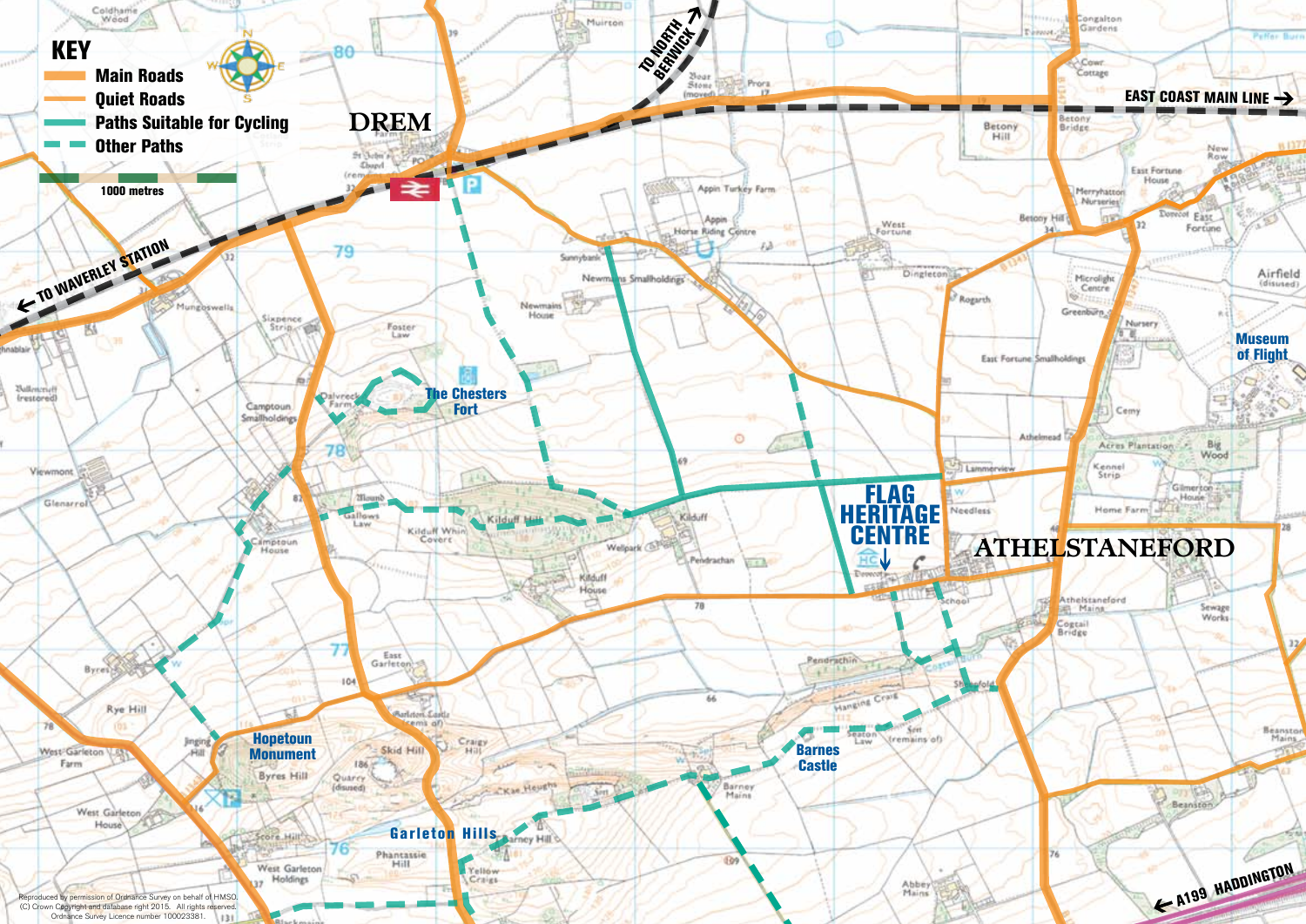**KEY**

- Main Roads
- Quiet Roads
- Paths Suitable for Cycling
- Other Paths

1000 metres

DREM

TO NORTH BERWICK

EAST COAST MAIN LINE

TO WAVERLEY STATION

The Chesters Fort

FLAG HERITAGE CENTRE

ATHELSTANEFORD

Museum of Flight

Hopetoun Monument

Barnes Castle

Garleton Hills

A199 HADDINGTON

Reproduced by permission of Ordnance Survey on behalf of HMSO. (C) Crown Copyright and database right 2015. All rights reserved. Ordnance Survey Licence number 100023381.